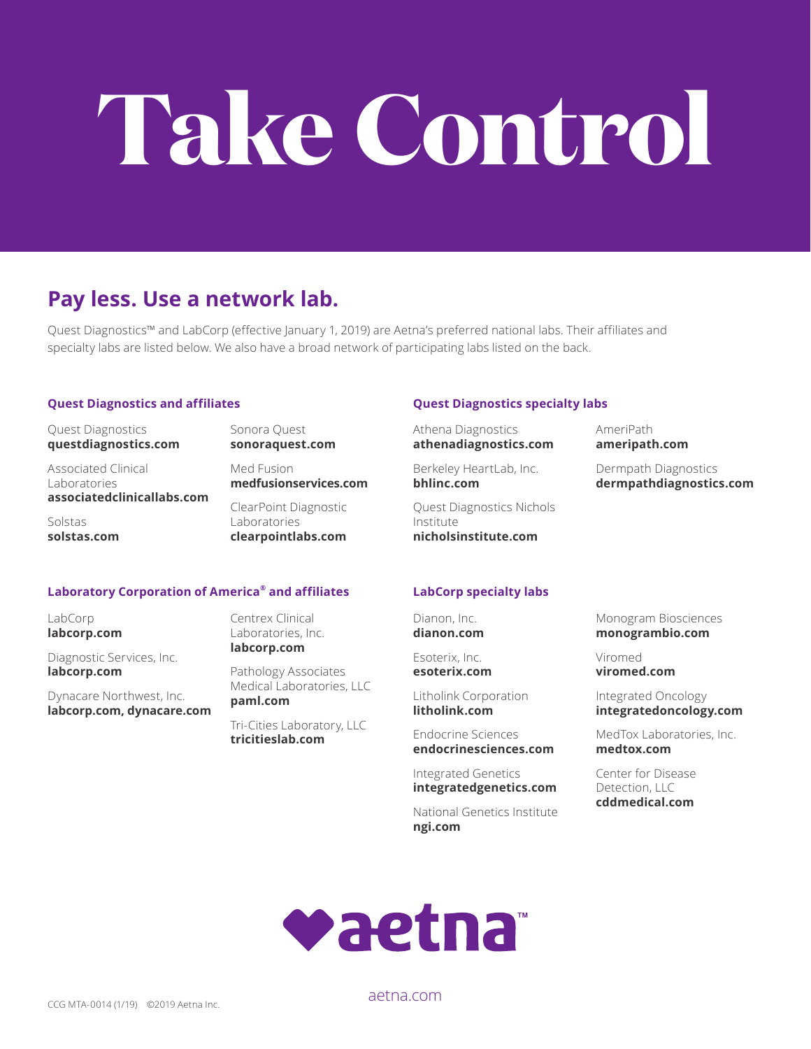# Take Control

## Pay less. Use a network lab.

Quest Diagnostics™ and LabCorp (effective January 1, 2019) are Aetna's preferred national labs. Their affiliates and specialty labs are listed below. We also have a broad network of participating labs listed on the back.

### Quest Diagnostics and affiliates

Quest Diagnostics
**questdiagnostics.com**

Associated Clinical Laboratories
**associatedclinicallabs.com**

Solstas
**solstas.com**

Sonora Quest
**sonoraquest.com**

Med Fusion
**medfusionservices.com**

ClearPoint Diagnostic Laboratories
**clearpointlabs.com**

### Quest Diagnostics specialty labs

Athena Diagnostics
**athenadiagnostics.com**

Berkeley HeartLab, Inc.
**bhlinc.com**

Quest Diagnostics Nichols Institute
**nicholsinstitute.com**

AmeriPath
**ameripath.com**

Dermpath Diagnostics
**dermpathdiagnostics.com**

### Laboratory Corporation of America® and affiliates

LabCorp
**labcorp.com**

Diagnostic Services, Inc.
**labcorp.com**

Dynacare Northwest, Inc.
**labcorp.com, dynacare.com**

Centrex Clinical Laboratories, Inc.
**labcorp.com**

Pathology Associates Medical Laboratories, LLC
**paml.com**

Tri-Cities Laboratory, LLC
**tricitieslab.com**

### LabCorp specialty labs

Dianon, Inc.
**dianon.com**

Esoterix, Inc.
**esoterix.com**

Litholink Corporation
**litholink.com**

Endocrine Sciences
**endocrinesciences.com**

Integrated Genetics
**integratedgenetics.com**

National Genetics Institute
**ngi.com**

Monogram Biosciences
**monogrambio.com**

Viromed
**viromed.com**

Integrated Oncology
**integratedoncology.com**

MedTox Laboratories, Inc.
**medtox.com**

Center for Disease Detection, LLC
**cddmedical.com**

aetna™

aetna.com

CCG MTA-0014 (1/19) ©2019 Aetna Inc.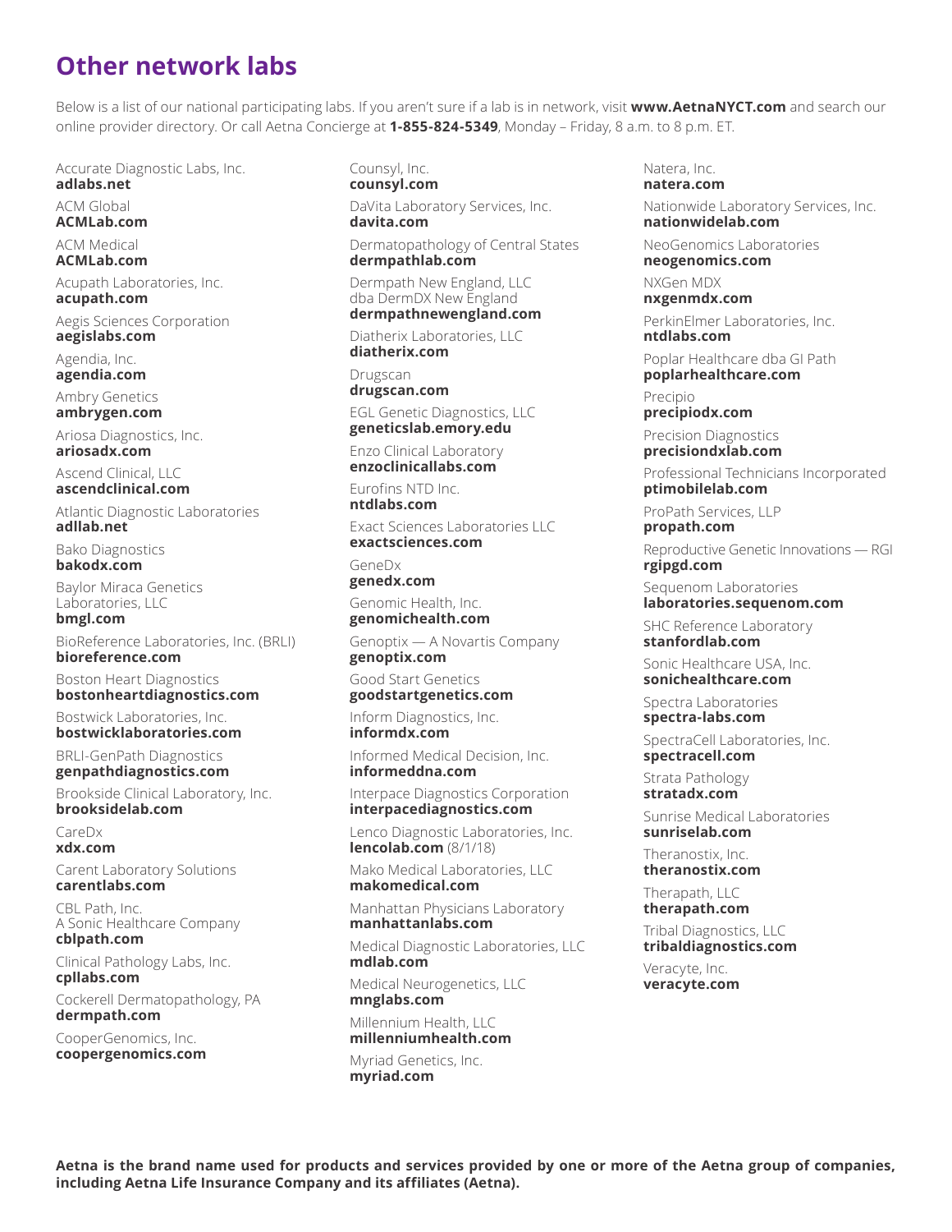# Other network labs

Below is a list of our national participating labs. If you aren't sure if a lab is in network, visit **www.AetnaNYCT.com** and search our online provider directory. Or call Aetna Concierge at **1-855-824-5349**, Monday – Friday, 8 a.m. to 8 p.m. ET.

Accurate Diagnostic Labs, Inc.
**adlabs.net**

ACM Global
**ACMLab.com**

ACM Medical
**ACMLab.com**

Acupath Laboratories, Inc.
**acupath.com**

Aegis Sciences Corporation
**aegislabs.com**

Agendia, Inc.
**agendia.com**

Ambry Genetics
**ambrygen.com**

Ariosa Diagnostics, Inc.
**ariosadx.com**

Ascend Clinical, LLC
**ascendclinical.com**

Atlantic Diagnostic Laboratories
**adllab.net**

Bako Diagnostics
**bakodx.com**

Baylor Miraca Genetics Laboratories, LLC
**bmgl.com**

BioReference Laboratories, Inc. (BRLI)
**bioreference.com**

Boston Heart Diagnostics
**bostonheartdiagnostics.com**

Bostwick Laboratories, Inc.
**bostwicklaboratories.com**

BRLI-GenPath Diagnostics
**genpathdiagnostics.com**

Brookside Clinical Laboratory, Inc.
**brooksidelab.com**

CareDx
**xdx.com**

Carent Laboratory Solutions
**carentlabs.com**

CBL Path, Inc.
A Sonic Healthcare Company
**cblpath.com**

Clinical Pathology Labs, Inc.
**cpllabs.com**

Cockerell Dermatopathology, PA
**dermpath.com**

CooperGenomics, Inc.
**coopergenomics.com**

Counsyl, Inc.
**counsyl.com**

DaVita Laboratory Services, Inc.
**davita.com**

Dermatopathology of Central States
**dermpathlab.com**

Dermpath New England, LLC
dba DermDX New England
**dermpathnewengland.com**

Diatherix Laboratories, LLC
**diatherix.com**

Drugscan
**drugscan.com**

EGL Genetic Diagnostics, LLC
**geneticslab.emory.edu**

Enzo Clinical Laboratory
**enzoclinicallabs.com**

Eurofins NTD Inc.
**ntdlabs.com**

Exact Sciences Laboratories LLC
**exactsciences.com**

GeneDx
**genedx.com**

Genomic Health, Inc.
**genomichealth.com**

Genoptix — A Novartis Company
**genoptix.com**

Good Start Genetics
**goodstartgenetics.com**

Inform Diagnostics, Inc.
**informdx.com**

Informed Medical Decision, Inc.
**informeddna.com**

Interpace Diagnostics Corporation
**interpacediagnostics.com**

Lenco Diagnostic Laboratories, Inc.
**lencolab.com** (8/1/18)

Mako Medical Laboratories, LLC
**makomedical.com**

Manhattan Physicians Laboratory
**manhattanlabs.com**

Medical Diagnostic Laboratories, LLC
**mdlab.com**

Medical Neurogenetics, LLC
**mnglabs.com**

Millennium Health, LLC
**millenniumhealth.com**

Myriad Genetics, Inc.
**myriad.com**

Natera, Inc.
**natera.com**

Nationwide Laboratory Services, Inc.
**nationwidelab.com**

NeoGenomics Laboratories
**neogenomics.com**

NXGen MDX
**nxgenmdx.com**

PerkinElmer Laboratories, Inc.
**ntdlabs.com**

Poplar Healthcare dba GI Path
**poplarhealthcare.com**

Precipio
**precipiodx.com**

Precision Diagnostics
**precisiondxlab.com**

Professional Technicians Incorporated
**ptimobilelab.com**

ProPath Services, LLP
**propath.com**

Reproductive Genetic Innovations — RGI
**rgipgd.com**

Sequenom Laboratories
**laboratories.sequenom.com**

SHC Reference Laboratory
**stanfordlab.com**

Sonic Healthcare USA, Inc.
**sonichealthcare.com**

Spectra Laboratories
**spectra-labs.com**

SpectraCell Laboratories, Inc.
**spectracell.com**

Strata Pathology
**stratadx.com**

Sunrise Medical Laboratories
**sunriselab.com**

Theranostix, Inc.
**theranostix.com**

Therapath, LLC
**therapath.com**

Tribal Diagnostics, LLC
**tribaldiagnostics.com**

Veracyte, Inc.
**veracyte.com**

**Aetna is the brand name used for products and services provided by one or more of the Aetna group of companies, including Aetna Life Insurance Company and its affiliates (Aetna).**